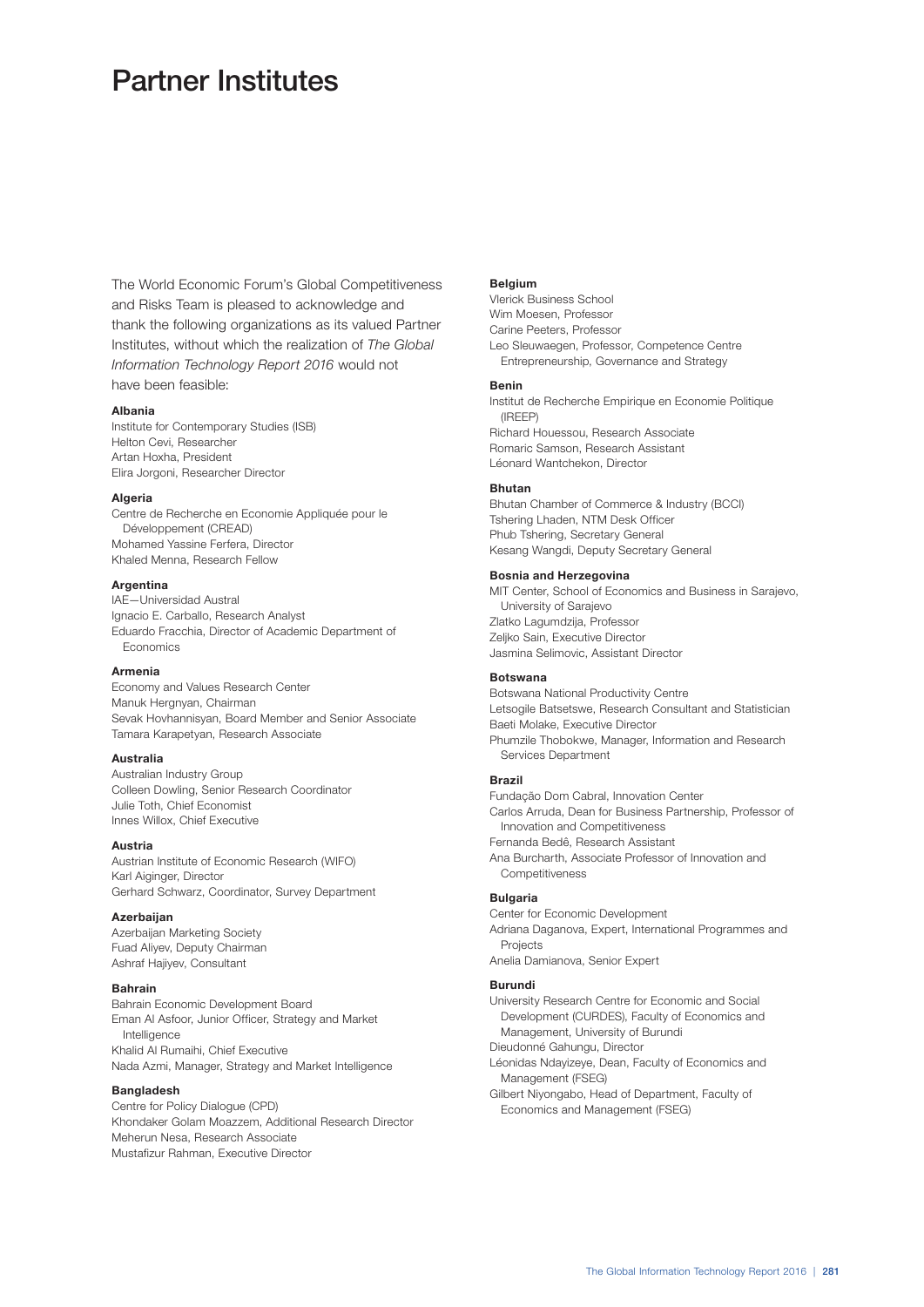# Partner Institutes

The World Economic Forum's Global Competitiveness and Risks Team is pleased to acknowledge and thank the following organizations as its valued Partner Institutes, without which the realization of *The Global Information Technology Report 2016* would not have been feasible:

**Albania**
Institute for Contemporary Studies (ISB)
Helton Cevi, Researcher
Artan Hoxha, President
Elira Jorgoni, Researcher Director

**Algeria**
Centre de Recherche en Economie Appliquée pour le Développement (CREAD)
Mohamed Yassine Ferfera, Director
Khaled Menna, Research Fellow

**Argentina**
IAE—Universidad Austral
Ignacio E. Carballo, Research Analyst
Eduardo Fracchia, Director of Academic Department of Economics

**Armenia**
Economy and Values Research Center
Manuk Hergnyan, Chairman
Sevak Hovhannisyan, Board Member and Senior Associate
Tamara Karapetyan, Research Associate

**Australia**
Australian Industry Group
Colleen Dowling, Senior Research Coordinator
Julie Toth, Chief Economist
Innes Willox, Chief Executive

**Austria**
Austrian Institute of Economic Research (WIFO)
Karl Aiginger, Director
Gerhard Schwarz, Coordinator, Survey Department

**Azerbaijan**
Azerbaijan Marketing Society
Fuad Aliyev, Deputy Chairman
Ashraf Hajiyev, Consultant

**Bahrain**
Bahrain Economic Development Board
Eman Al Asfoor, Junior Officer, Strategy and Market Intelligence
Khalid Al Rumaihi, Chief Executive
Nada Azmi, Manager, Strategy and Market Intelligence

**Bangladesh**
Centre for Policy Dialogue (CPD)
Khondaker Golam Moazzem, Additional Research Director
Meherun Nesa, Research Associate
Mustafizur Rahman, Executive Director

**Belgium**
Vlerick Business School
Wim Moesen, Professor
Carine Peeters, Professor
Leo Sleuwaegen, Professor, Competence Centre Entrepreneurship, Governance and Strategy

**Benin**
Institut de Recherche Empirique en Economie Politique (IREEP)
Richard Houessou, Research Associate
Romaric Samson, Research Assistant
Léonard Wantchekon, Director

**Bhutan**
Bhutan Chamber of Commerce & Industry (BCCI)
Tshering Lhaden, NTM Desk Officer
Phub Tshering, Secretary General
Kesang Wangdi, Deputy Secretary General

**Bosnia and Herzegovina**
MIT Center, School of Economics and Business in Sarajevo, University of Sarajevo
Zlatko Lagumdzija, Professor
Zeljko Sain, Executive Director
Jasmina Selimovic, Assistant Director

**Botswana**
Botswana National Productivity Centre
Letsogile Batsetswe, Research Consultant and Statistician
Baeti Molake, Executive Director
Phumzile Thobokwe, Manager, Information and Research Services Department

**Brazil**
Fundação Dom Cabral, Innovation Center
Carlos Arruda, Dean for Business Partnership, Professor of Innovation and Competitiveness
Fernanda Bedê, Research Assistant
Ana Burcharth, Associate Professor of Innovation and Competitiveness

**Bulgaria**
Center for Economic Development
Adriana Daganova, Expert, International Programmes and Projects
Anelia Damianova, Senior Expert

**Burundi**
University Research Centre for Economic and Social Development (CURDES), Faculty of Economics and Management, University of Burundi
Dieudonné Gahungu, Director
Léonidas Ndayizeye, Dean, Faculty of Economics and Management (FSEG)
Gilbert Niyongabo, Head of Department, Faculty of Economics and Management (FSEG)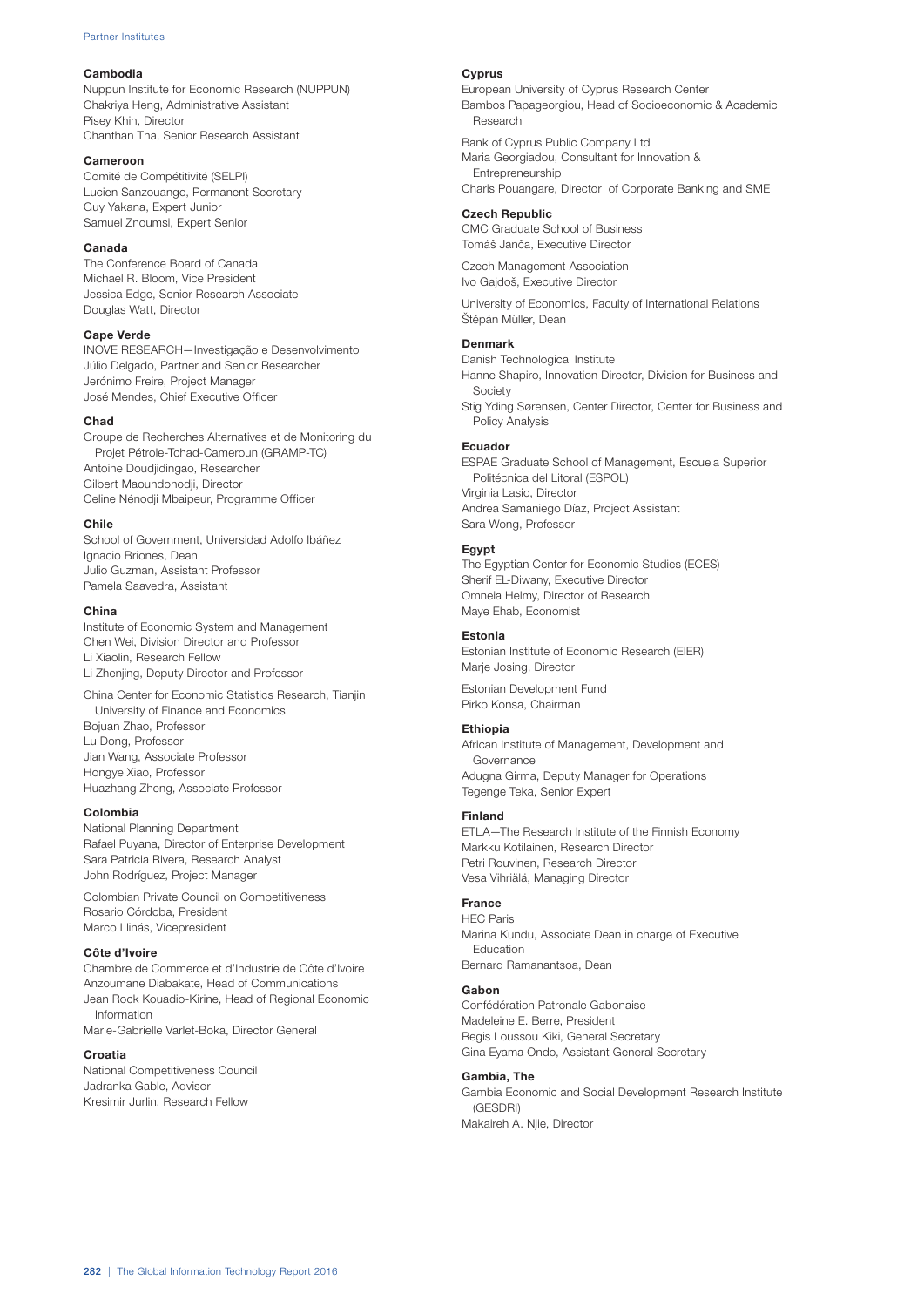### Cambodia

Nuppun Institute for Economic Research (NUPPUN)
Chakriya Heng, Administrative Assistant
Pisey Khin, Director
Chanthan Tha, Senior Research Assistant

### Cameroon

Comité de Compétitivité (SELPI)
Lucien Sanzouango, Permanent Secretary
Guy Yakana, Expert Junior
Samuel Znoumsi, Expert Senior

### Canada

The Conference Board of Canada
Michael R. Bloom, Vice President
Jessica Edge, Senior Research Associate
Douglas Watt, Director

### Cape Verde

INOVE RESEARCH—Investigação e Desenvolvimento
Júlio Delgado, Partner and Senior Researcher
Jerónimo Freire, Project Manager
José Mendes, Chief Executive Officer

### Chad

Groupe de Recherches Alternatives et de Monitoring du Projet Pétrole-Tchad-Cameroun (GRAMP-TC)
Antoine Doudjidingao, Researcher
Gilbert Maoundonodji, Director
Celine Nénodji Mbaipeur, Programme Officer

### Chile

School of Government, Universidad Adolfo Ibáñez
Ignacio Briones, Dean
Julio Guzman, Assistant Professor
Pamela Saavedra, Assistant

### China

Institute of Economic System and Management
Chen Wei, Division Director and Professor
Li Xiaolin, Research Fellow
Li Zhenjing, Deputy Director and Professor

China Center for Economic Statistics Research, Tianjin University of Finance and Economics
Bojuan Zhao, Professor
Lu Dong, Professor
Jian Wang, Associate Professor
Hongye Xiao, Professor
Huazhang Zheng, Associate Professor

### Colombia

National Planning Department
Rafael Puyana, Director of Enterprise Development
Sara Patricia Rivera, Research Analyst
John Rodríguez, Project Manager

Colombian Private Council on Competitiveness
Rosario Córdoba, President
Marco Llinás, Vicepresident

### Côte d'Ivoire

Chambre de Commerce et d'Industrie de Côte d'Ivoire
Anzoumane Diabakate, Head of Communications
Jean Rock Kouadio-Kirine, Head of Regional Economic Information
Marie-Gabrielle Varlet-Boka, Director General

### Croatia

National Competitiveness Council
Jadranka Gable, Advisor
Kresimir Jurlin, Research Fellow

### Cyprus

European University of Cyprus Research Center
Bambos Papageorgiou, Head of Socioeconomic & Academic Research

Bank of Cyprus Public Company Ltd
Maria Georgiadou, Consultant for Innovation & Entrepreneurship
Charis Pouangare, Director of Corporate Banking and SME

### Czech Republic

CMC Graduate School of Business
Tomáš Janča, Executive Director

Czech Management Association
Ivo Gajdoš, Executive Director

University of Economics, Faculty of International Relations
Štěpán Müller, Dean

### Denmark

Danish Technological Institute
Hanne Shapiro, Innovation Director, Division for Business and Society
Stig Yding Sørensen, Center Director, Center for Business and Policy Analysis

### Ecuador

ESPAE Graduate School of Management, Escuela Superior Politécnica del Litoral (ESPOL)
Virginia Lasio, Director
Andrea Samaniego Díaz, Project Assistant
Sara Wong, Professor

### Egypt

The Egyptian Center for Economic Studies (ECES)
Sherif EL-Diwany, Executive Director
Omneia Helmy, Director of Research
Maye Ehab, Economist

### Estonia

Estonian Institute of Economic Research (EIER)
Marje Josing, Director

Estonian Development Fund
Pirko Konsa, Chairman

### Ethiopia

African Institute of Management, Development and Governance
Adugna Girma, Deputy Manager for Operations
Tegenge Teka, Senior Expert

### Finland

ETLA—The Research Institute of the Finnish Economy
Markku Kotilainen, Research Director
Petri Rouvinen, Research Director
Vesa Vihriälä, Managing Director

### France

HEC Paris
Marina Kundu, Associate Dean in charge of Executive Education
Bernard Ramanantsoa, Dean

### Gabon

Confédération Patronale Gabonaise
Madeleine E. Berre, President
Regis Loussou Kiki, General Secretary
Gina Eyama Ondo, Assistant General Secretary

### Gambia, The

Gambia Economic and Social Development Research Institute (GESDRI)
Makaireh A. Njie, Director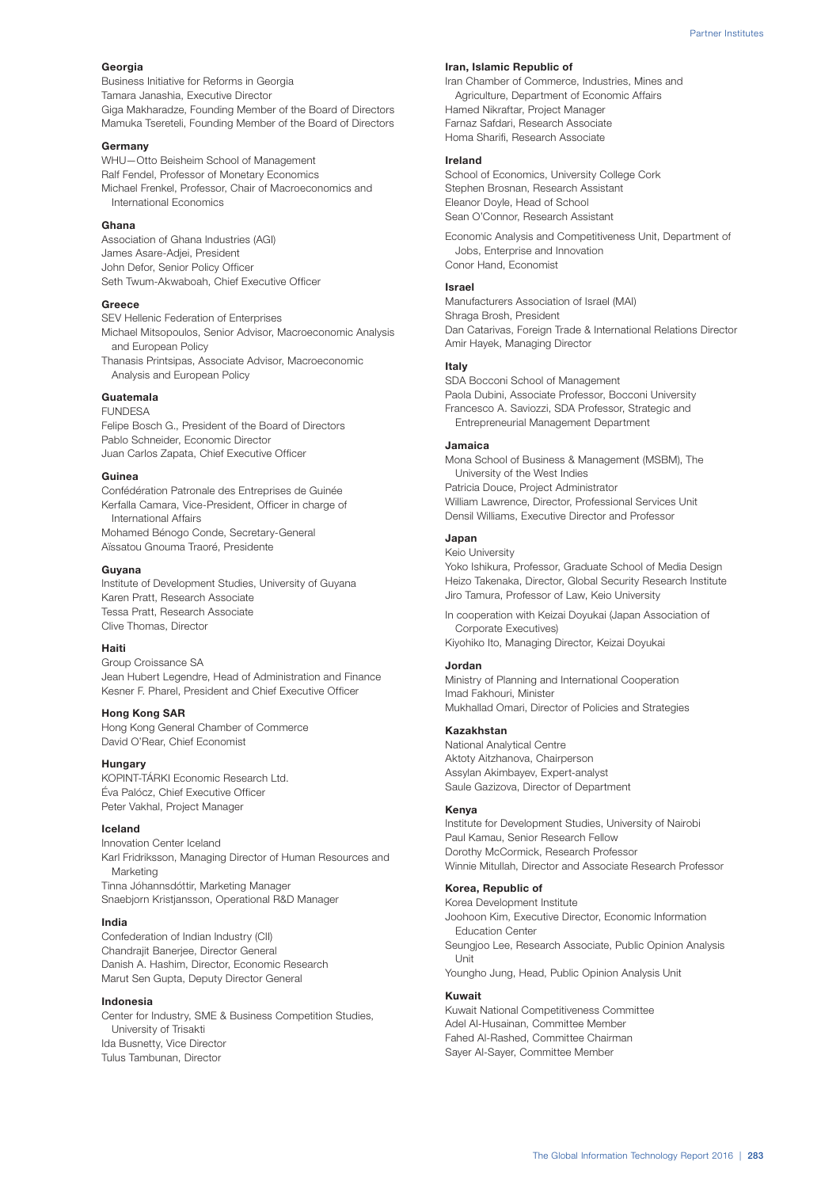**Georgia**

Business Initiative for Reforms in Georgia
Tamara Janashia, Executive Director
Giga Makharadze, Founding Member of the Board of Directors
Mamuka Tsereteli, Founding Member of the Board of Directors

**Germany**

WHU—Otto Beisheim School of Management
Ralf Fendel, Professor of Monetary Economics
Michael Frenkel, Professor, Chair of Macroeconomics and International Economics

**Ghana**

Association of Ghana Industries (AGI)
James Asare-Adjei, President
John Defor, Senior Policy Officer
Seth Twum-Akwaboah, Chief Executive Officer

**Greece**

SEV Hellenic Federation of Enterprises
Michael Mitsopoulos, Senior Advisor, Macroeconomic Analysis and European Policy
Thanasis Printsipas, Associate Advisor, Macroeconomic Analysis and European Policy

**Guatemala**

FUNDESA
Felipe Bosch G., President of the Board of Directors
Pablo Schneider, Economic Director
Juan Carlos Zapata, Chief Executive Officer

**Guinea**

Confédération Patronale des Entreprises de Guinée
Kerfalla Camara, Vice-President, Officer in charge of International Affairs
Mohamed Bénogo Conde, Secretary-General
Aïssatou Gnouma Traoré, Presidente

**Guyana**

Institute of Development Studies, University of Guyana
Karen Pratt, Research Associate
Tessa Pratt, Research Associate
Clive Thomas, Director

**Haiti**

Group Croissance SA
Jean Hubert Legendre, Head of Administration and Finance
Kesner F. Pharel, President and Chief Executive Officer

**Hong Kong SAR**

Hong Kong General Chamber of Commerce
David O'Rear, Chief Economist

**Hungary**

KOPINT-TÁRKI Economic Research Ltd.
Éva Palócz, Chief Executive Officer
Peter Vakhal, Project Manager

**Iceland**

Innovation Center Iceland
Karl Fridriksson, Managing Director of Human Resources and Marketing
Tinna Jóhannsdóttir, Marketing Manager
Snaebjorn Kristjansson, Operational R&D Manager

**India**

Confederation of Indian Industry (CII)
Chandrajit Banerjee, Director General
Danish A. Hashim, Director, Economic Research
Marut Sen Gupta, Deputy Director General

**Indonesia**

Center for Industry, SME & Business Competition Studies, University of Trisakti
Ida Busnetty, Vice Director
Tulus Tambunan, Director

**Iran, Islamic Republic of**

Iran Chamber of Commerce, Industries, Mines and Agriculture, Department of Economic Affairs
Hamed Nikraftar, Project Manager
Farnaz Safdari, Research Associate
Homa Sharifi, Research Associate

**Ireland**

School of Economics, University College Cork
Stephen Brosnan, Research Assistant
Eleanor Doyle, Head of School
Sean O'Connor, Research Assistant

Economic Analysis and Competitiveness Unit, Department of Jobs, Enterprise and Innovation
Conor Hand, Economist

**Israel**

Manufacturers Association of Israel (MAI)
Shraga Brosh, President
Dan Catarivas, Foreign Trade & International Relations Director
Amir Hayek, Managing Director

**Italy**

SDA Bocconi School of Management
Paola Dubini, Associate Professor, Bocconi University
Francesco A. Saviozzi, SDA Professor, Strategic and Entrepreneurial Management Department

**Jamaica**

Mona School of Business & Management (MSBM), The University of the West Indies
Patricia Douce, Project Administrator
William Lawrence, Director, Professional Services Unit
Densil Williams, Executive Director and Professor

**Japan**

Keio University
Yoko Ishikura, Professor, Graduate School of Media Design
Heizo Takenaka, Director, Global Security Research Institute
Jiro Tamura, Professor of Law, Keio University

In cooperation with Keizai Doyukai (Japan Association of Corporate Executives)
Kiyohiko Ito, Managing Director, Keizai Doyukai

**Jordan**

Ministry of Planning and International Cooperation
Imad Fakhouri, Minister
Mukhallad Omari, Director of Policies and Strategies

**Kazakhstan**

National Analytical Centre
Aktoty Aitzhanova, Chairperson
Assylan Akimbayev, Expert-analyst
Saule Gazizova, Director of Department

**Kenya**

Institute for Development Studies, University of Nairobi
Paul Kamau, Senior Research Fellow
Dorothy McCormick, Research Professor
Winnie Mitullah, Director and Associate Research Professor

**Korea, Republic of**

Korea Development Institute
Joohoon Kim, Executive Director, Economic Information Education Center
Seungjoo Lee, Research Associate, Public Opinion Analysis Unit
Youngho Jung, Head, Public Opinion Analysis Unit

**Kuwait**

Kuwait National Competitiveness Committee
Adel Al-Husainan, Committee Member
Fahed Al-Rashed, Committee Chairman
Sayer Al-Sayer, Committee Member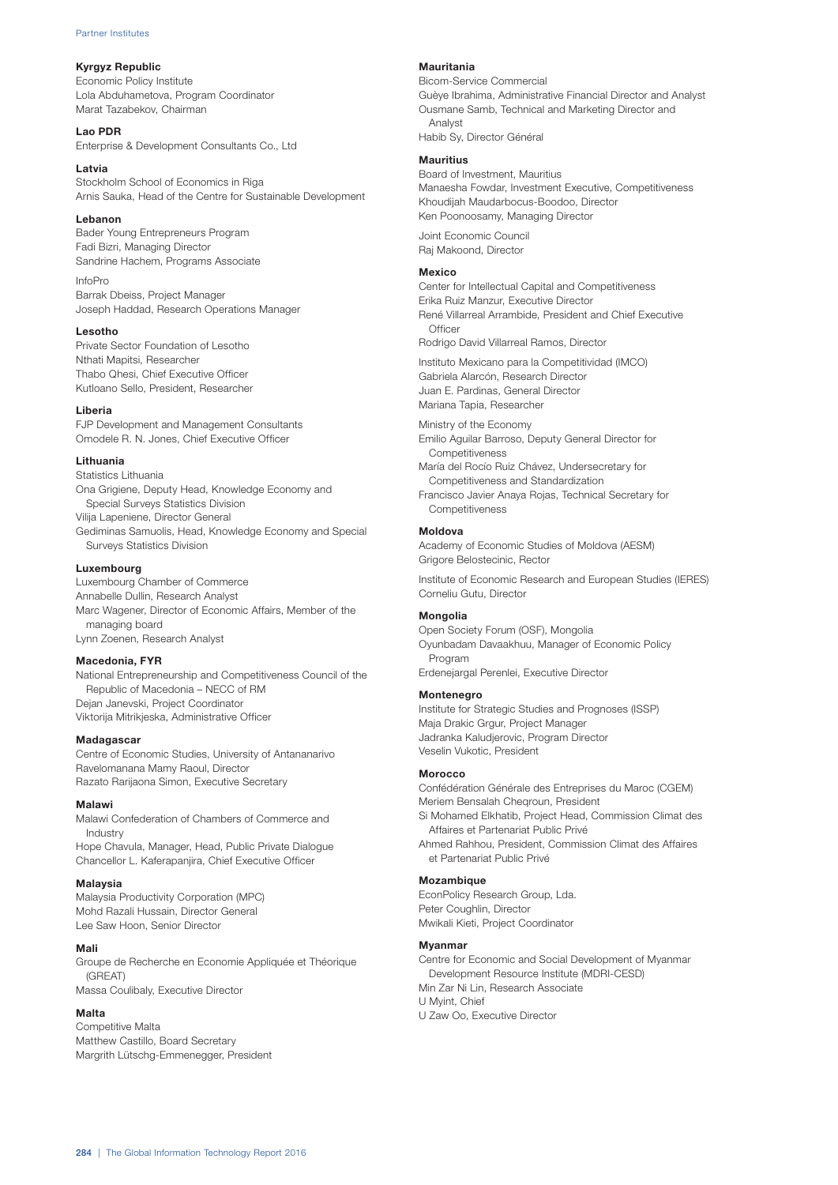**Kyrgyz Republic**
Economic Policy Institute
Lola Abduhametova, Program Coordinator
Marat Tazabekov, Chairman

**Lao PDR**
Enterprise & Development Consultants Co., Ltd

**Latvia**
Stockholm School of Economics in Riga
Arnis Sauka, Head of the Centre for Sustainable Development

**Lebanon**
Bader Young Entrepreneurs Program
Fadi Bizri, Managing Director
Sandrine Hachem, Programs Associate

InfoPro
Barrak Dbeiss, Project Manager
Joseph Haddad, Research Operations Manager

**Lesotho**
Private Sector Foundation of Lesotho
Nthati Mapitsi, Researcher
Thabo Qhesi, Chief Executive Officer
Kutloano Sello, President, Researcher

**Liberia**
FJP Development and Management Consultants
Omodele R. N. Jones, Chief Executive Officer

**Lithuania**
Statistics Lithuania
Ona Grigiene, Deputy Head, Knowledge Economy and Special Surveys Statistics Division
Vilija Lapeniene, Director General
Gediminas Samuolis, Head, Knowledge Economy and Special Surveys Statistics Division

**Luxembourg**
Luxembourg Chamber of Commerce
Annabelle Dullin, Research Analyst
Marc Wagener, Director of Economic Affairs, Member of the managing board
Lynn Zoenen, Research Analyst

**Macedonia, FYR**
National Entrepreneurship and Competitiveness Council of the Republic of Macedonia – NECC of RM
Dejan Janevski, Project Coordinator
Viktorija Mitrikjeska, Administrative Officer

**Madagascar**
Centre of Economic Studies, University of Antananarivo
Ravelomanana Mamy Raoul, Director
Razato Rarijaona Simon, Executive Secretary

**Malawi**
Malawi Confederation of Chambers of Commerce and Industry
Hope Chavula, Manager, Head, Public Private Dialogue
Chancellor L. Kaferapanjira, Chief Executive Officer

**Malaysia**
Malaysia Productivity Corporation (MPC)
Mohd Razali Hussain, Director General
Lee Saw Hoon, Senior Director

**Mali**
Groupe de Recherche en Economie Appliquée et Théorique (GREAT)
Massa Coulibaly, Executive Director

**Malta**
Competitive Malta
Matthew Castillo, Board Secretary
Margrith Lütschg-Emmenegger, President

**Mauritania**
Bicom-Service Commercial
Guèye Ibrahima, Administrative Financial Director and Analyst
Ousmane Samb, Technical and Marketing Director and Analyst
Habib Sy, Director Général

**Mauritius**
Board of Investment, Mauritius
Manaesha Fowdar, Investment Executive, Competitiveness
Khoudijah Maudarbocus-Boodoo, Director
Ken Poonoosamy, Managing Director

Joint Economic Council
Raj Makoond, Director

**Mexico**
Center for Intellectual Capital and Competitiveness
Erika Ruiz Manzur, Executive Director
René Villarreal Arrambide, President and Chief Executive Officer
Rodrigo David Villarreal Ramos, Director

Instituto Mexicano para la Competitividad (IMCO)
Gabriela Alarcón, Research Director
Juan E. Pardinas, General Director
Mariana Tapia, Researcher

Ministry of the Economy
Emilio Aguilar Barroso, Deputy General Director for Competitiveness
María del Rocío Ruiz Chávez, Undersecretary for Competitiveness and Standardization
Francisco Javier Anaya Rojas, Technical Secretary for Competitiveness

**Moldova**
Academy of Economic Studies of Moldova (AESM)
Grigore Belostecinic, Rector

Institute of Economic Research and European Studies (IERES)
Corneliu Gutu, Director

**Mongolia**
Open Society Forum (OSF), Mongolia
Oyunbadam Davaakhuu, Manager of Economic Policy Program
Erdenejargal Perenlei, Executive Director

**Montenegro**
Institute for Strategic Studies and Prognoses (ISSP)
Maja Drakic Grgur, Project Manager
Jadranka Kaludjerovic, Program Director
Veselin Vukotic, President

**Morocco**
Confédération Générale des Entreprises du Maroc (CGEM)
Meriem Bensalah Cheqroun, President
Si Mohamed Elkhatib, Project Head, Commission Climat des Affaires et Partenariat Public Privé
Ahmed Rahhou, President, Commission Climat des Affaires et Partenariat Public Privé

**Mozambique**
EconPolicy Research Group, Lda.
Peter Coughlin, Director
Mwikali Kieti, Project Coordinator

**Myanmar**
Centre for Economic and Social Development of Myanmar Development Resource Institute (MDRI-CESD)
Min Zar Ni Lin, Research Associate
U Myint, Chief
U Zaw Oo, Executive Director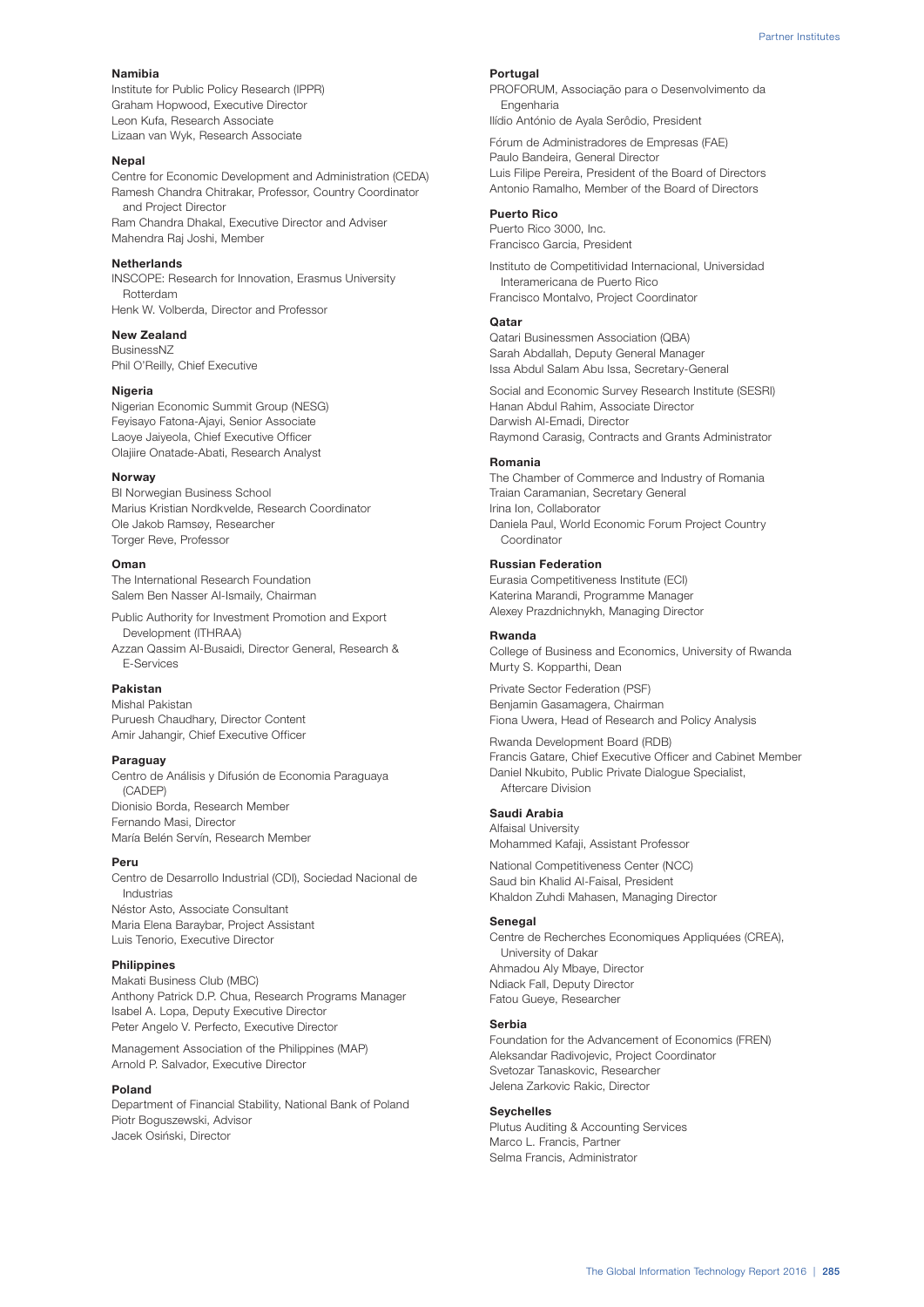**Namibia**
Institute for Public Policy Research (IPPR)
Graham Hopwood, Executive Director
Leon Kufa, Research Associate
Lizaan van Wyk, Research Associate

**Nepal**
Centre for Economic Development and Administration (CEDA)
Ramesh Chandra Chitrakar, Professor, Country Coordinator and Project Director
Ram Chandra Dhakal, Executive Director and Adviser
Mahendra Raj Joshi, Member

**Netherlands**
INSCOPE: Research for Innovation, Erasmus University Rotterdam
Henk W. Volberda, Director and Professor

**New Zealand**
BusinessNZ
Phil O'Reilly, Chief Executive

**Nigeria**
Nigerian Economic Summit Group (NESG)
Feyisayo Fatona-Ajayi, Senior Associate
Laoye Jaiyeola, Chief Executive Officer
Olajiire Onatade-Abati, Research Analyst

**Norway**
BI Norwegian Business School
Marius Kristian Nordkvelde, Research Coordinator
Ole Jakob Ramsøy, Researcher
Torger Reve, Professor

**Oman**
The International Research Foundation
Salem Ben Nasser Al-Ismaily, Chairman

Public Authority for Investment Promotion and Export Development (ITHRAA)
Azzan Qassim Al-Busaidi, Director General, Research & E-Services

**Pakistan**
Mishal Pakistan
Puruesh Chaudhary, Director Content
Amir Jahangir, Chief Executive Officer

**Paraguay**
Centro de Análisis y Difusión de Economia Paraguaya (CADEP)
Dionisio Borda, Research Member
Fernando Masi, Director
María Belén Servín, Research Member

**Peru**
Centro de Desarrollo Industrial (CDI), Sociedad Nacional de Industrias
Néstor Asto, Associate Consultant
Maria Elena Baraybar, Project Assistant
Luis Tenorio, Executive Director

**Philippines**
Makati Business Club (MBC)
Anthony Patrick D.P. Chua, Research Programs Manager
Isabel A. Lopa, Deputy Executive Director
Peter Angelo V. Perfecto, Executive Director

Management Association of the Philippines (MAP)
Arnold P. Salvador, Executive Director

**Poland**
Department of Financial Stability, National Bank of Poland
Piotr Boguszewski, Advisor
Jacek Osiński, Director

**Portugal**
PROFORUM, Associação para o Desenvolvimento da Engenharia
Ilídio António de Ayala Serôdio, President

Fórum de Administradores de Empresas (FAE)
Paulo Bandeira, General Director
Luis Filipe Pereira, President of the Board of Directors
Antonio Ramalho, Member of the Board of Directors

**Puerto Rico**
Puerto Rico 3000, Inc.
Francisco Garcia, President

Instituto de Competitividad Internacional, Universidad Interamericana de Puerto Rico
Francisco Montalvo, Project Coordinator

**Qatar**
Qatari Businessmen Association (QBA)
Sarah Abdallah, Deputy General Manager
Issa Abdul Salam Abu Issa, Secretary-General

Social and Economic Survey Research Institute (SESRI)
Hanan Abdul Rahim, Associate Director
Darwish Al-Emadi, Director
Raymond Carasig, Contracts and Grants Administrator

**Romania**
The Chamber of Commerce and Industry of Romania
Traian Caramanian, Secretary General
Irina Ion, Collaborator
Daniela Paul, World Economic Forum Project Country Coordinator

**Russian Federation**
Eurasia Competitiveness Institute (ECI)
Katerina Marandi, Programme Manager
Alexey Prazdnichnykh, Managing Director

**Rwanda**
College of Business and Economics, University of Rwanda
Murty S. Kopparthi, Dean

Private Sector Federation (PSF)
Benjamin Gasamagera, Chairman
Fiona Uwera, Head of Research and Policy Analysis

Rwanda Development Board (RDB)
Francis Gatare, Chief Executive Officer and Cabinet Member
Daniel Nkubito, Public Private Dialogue Specialist, Aftercare Division

**Saudi Arabia**
Alfaisal University
Mohammed Kafaji, Assistant Professor

National Competitiveness Center (NCC)
Saud bin Khalid Al-Faisal, President
Khaldon Zuhdi Mahasen, Managing Director

**Senegal**
Centre de Recherches Economiques Appliquées (CREA), University of Dakar
Ahmadou Aly Mbaye, Director
Ndiack Fall, Deputy Director
Fatou Gueye, Researcher

**Serbia**
Foundation for the Advancement of Economics (FREN)
Aleksandar Radivojevic, Project Coordinator
Svetozar Tanaskovic, Researcher
Jelena Zarkovic Rakic, Director

**Seychelles**
Plutus Auditing & Accounting Services
Marco L. Francis, Partner
Selma Francis, Administrator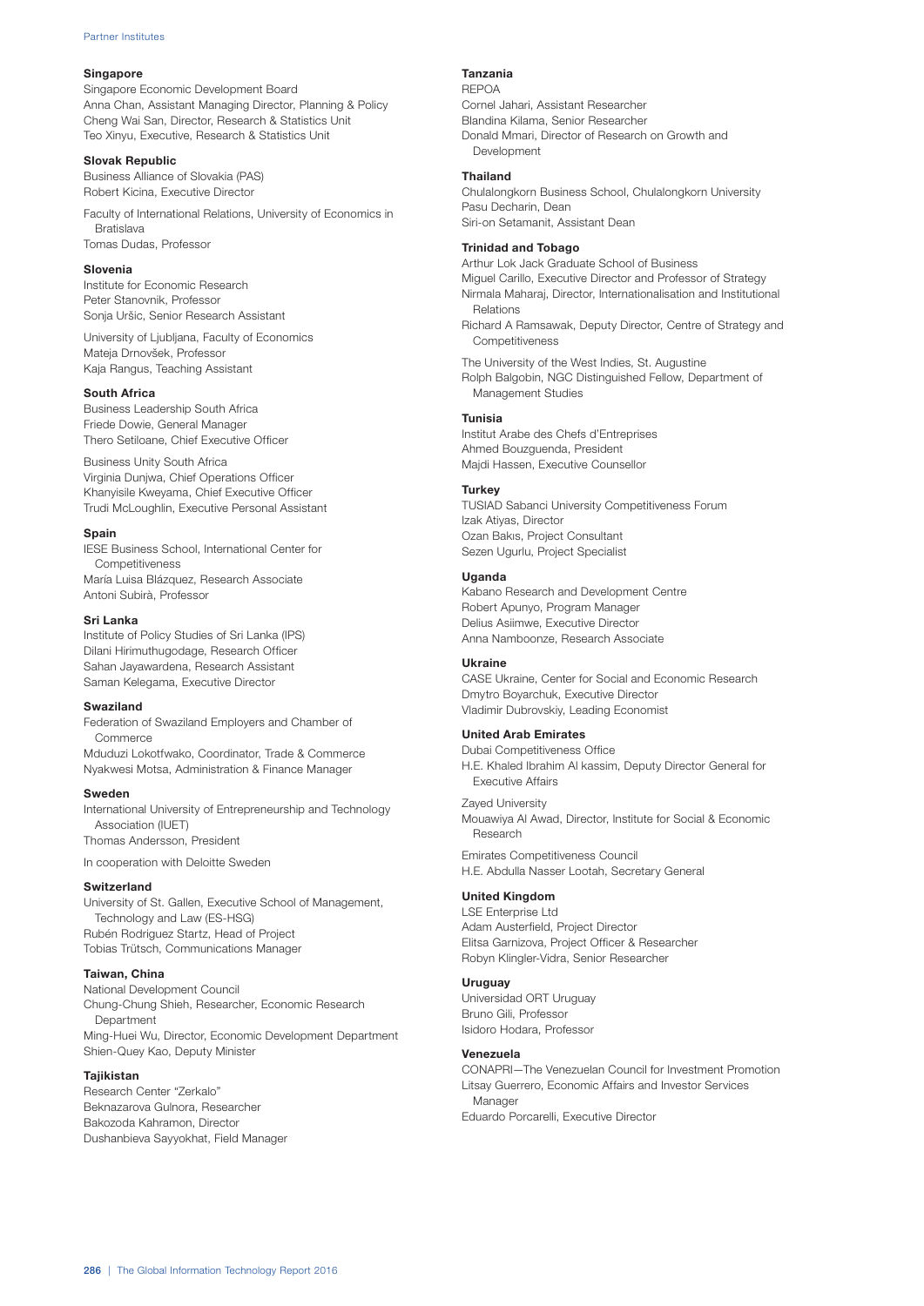**Singapore**
Singapore Economic Development Board
Anna Chan, Assistant Managing Director, Planning & Policy
Cheng Wai San, Director, Research & Statistics Unit
Teo Xinyu, Executive, Research & Statistics Unit

**Slovak Republic**
Business Alliance of Slovakia (PAS)
Robert Kicina, Executive Director

Faculty of International Relations, University of Economics in Bratislava
Tomas Dudas, Professor

**Slovenia**
Institute for Economic Research
Peter Stanovnik, Professor
Sonja Uršic, Senior Research Assistant

University of Ljubljana, Faculty of Economics
Mateja Drnovšek, Professor
Kaja Rangus, Teaching Assistant

**South Africa**
Business Leadership South Africa
Friede Dowie, General Manager
Thero Setiloane, Chief Executive Officer

Business Unity South Africa
Virginia Dunjwa, Chief Operations Officer
Khanyisile Kweyama, Chief Executive Officer
Trudi McLoughlin, Executive Personal Assistant

**Spain**
IESE Business School, International Center for Competitiveness
María Luisa Blázquez, Research Associate
Antoni Subirà, Professor

**Sri Lanka**
Institute of Policy Studies of Sri Lanka (IPS)
Dilani Hirimuthugodage, Research Officer
Sahan Jayawardena, Research Assistant
Saman Kelegama, Executive Director

**Swaziland**
Federation of Swaziland Employers and Chamber of Commerce
Mduduzi Lokotfwako, Coordinator, Trade & Commerce
Nyakwesi Motsa, Administration & Finance Manager

**Sweden**
International University of Entrepreneurship and Technology Association (IUET)
Thomas Andersson, President

In cooperation with Deloitte Sweden

**Switzerland**
University of St. Gallen, Executive School of Management, Technology and Law (ES-HSG)
Rubén Rodriguez Startz, Head of Project
Tobias Trütsch, Communications Manager

**Taiwan, China**
National Development Council
Chung-Chung Shieh, Researcher, Economic Research Department
Ming-Huei Wu, Director, Economic Development Department
Shien-Quey Kao, Deputy Minister

**Tajikistan**
Research Center "Zerkalo"
Beknazarova Gulnora, Researcher
Bakozoda Kahramon, Director
Dushanbieva Sayyokhat, Field Manager

**Tanzania**
REPOA
Cornel Jahari, Assistant Researcher
Blandina Kilama, Senior Researcher
Donald Mmari, Director of Research on Growth and Development

**Thailand**
Chulalongkorn Business School, Chulalongkorn University
Pasu Decharin, Dean
Siri-on Setamanit, Assistant Dean

**Trinidad and Tobago**
Arthur Lok Jack Graduate School of Business
Miguel Carillo, Executive Director and Professor of Strategy
Nirmala Maharaj, Director, Internationalisation and Institutional Relations
Richard A Ramsawak, Deputy Director, Centre of Strategy and Competitiveness

The University of the West Indies, St. Augustine
Rolph Balgobin, NGC Distinguished Fellow, Department of Management Studies

**Tunisia**
Institut Arabe des Chefs d'Entreprises
Ahmed Bouzguenda, President
Majdi Hassen, Executive Counsellor

**Turkey**
TUSIAD Sabanci University Competitiveness Forum
Izak Atiyas, Director
Ozan Bakıs, Project Consultant
Sezen Ugurlu, Project Specialist

**Uganda**
Kabano Research and Development Centre
Robert Apunyo, Program Manager
Delius Asiimwe, Executive Director
Anna Namboonze, Research Associate

**Ukraine**
CASE Ukraine, Center for Social and Economic Research
Dmytro Boyarchuk, Executive Director
Vladimir Dubrovskiy, Leading Economist

**United Arab Emirates**
Dubai Competitiveness Office
H.E. Khaled Ibrahim Al kassim, Deputy Director General for Executive Affairs

Zayed University
Mouawiya Al Awad, Director, Institute for Social & Economic Research

Emirates Competitiveness Council
H.E. Abdulla Nasser Lootah, Secretary General

**United Kingdom**
LSE Enterprise Ltd
Adam Austerfield, Project Director
Elitsa Garnizova, Project Officer & Researcher
Robyn Klingler-Vidra, Senior Researcher

**Uruguay**
Universidad ORT Uruguay
Bruno Gili, Professor
Isidoro Hodara, Professor

**Venezuela**
CONAPRI—The Venezuelan Council for Investment Promotion
Litsay Guerrero, Economic Affairs and Investor Services Manager
Eduardo Porcarelli, Executive Director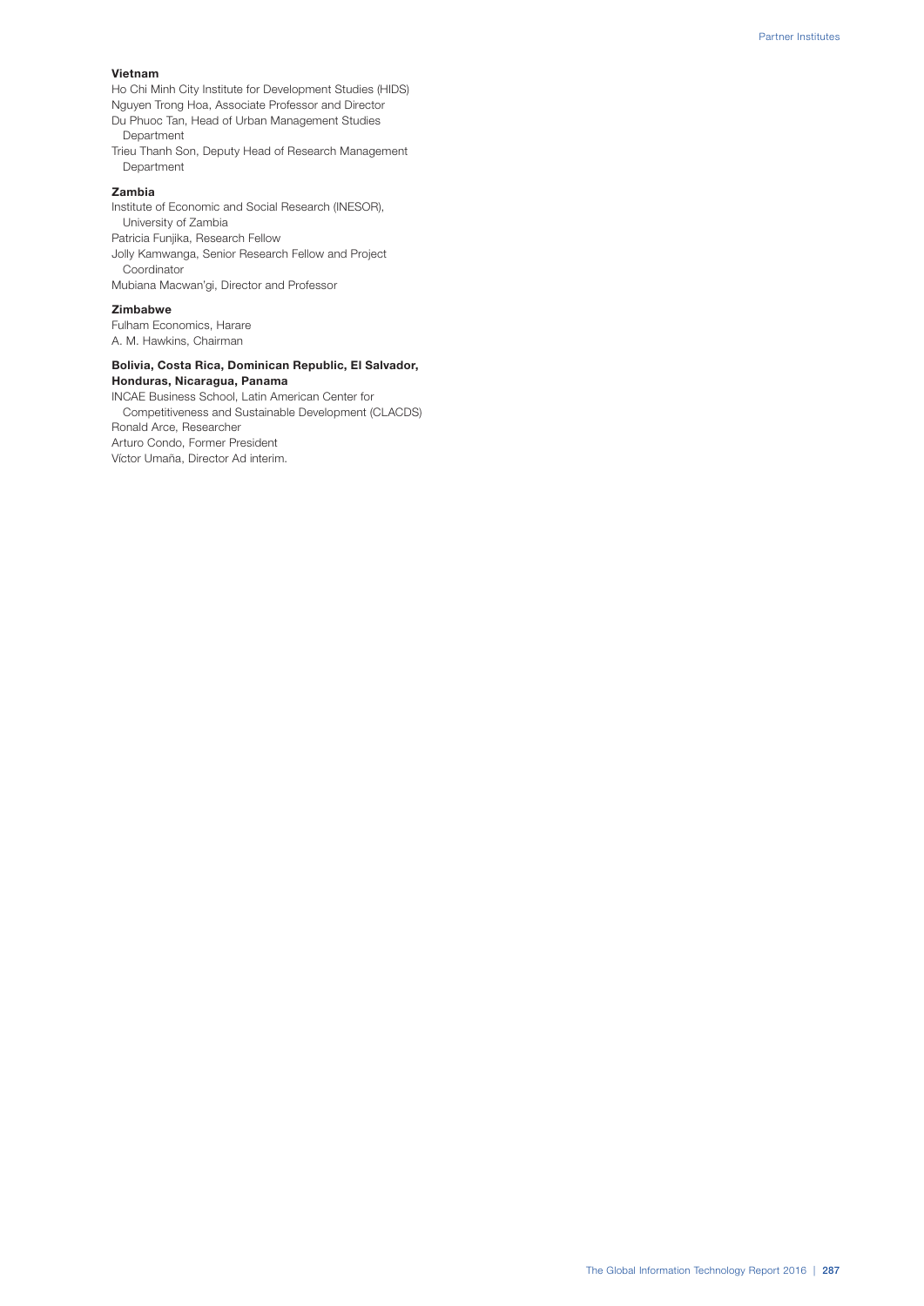**Vietnam**

Ho Chi Minh City Institute for Development Studies (HIDS)
Nguyen Trong Hoa, Associate Professor and Director
Du Phuoc Tan, Head of Urban Management Studies Department
Trieu Thanh Son, Deputy Head of Research Management Department

**Zambia**

Institute of Economic and Social Research (INESOR), University of Zambia
Patricia Funjika, Research Fellow
Jolly Kamwanga, Senior Research Fellow and Project Coordinator
Mubiana Macwan'gi, Director and Professor

**Zimbabwe**

Fulham Economics, Harare
A. M. Hawkins, Chairman

**Bolivia, Costa Rica, Dominican Republic, El Salvador, Honduras, Nicaragua, Panama**

INCAE Business School, Latin American Center for Competitiveness and Sustainable Development (CLACDS)
Ronald Arce, Researcher
Arturo Condo, Former President
Víctor Umaña, Director Ad interim.